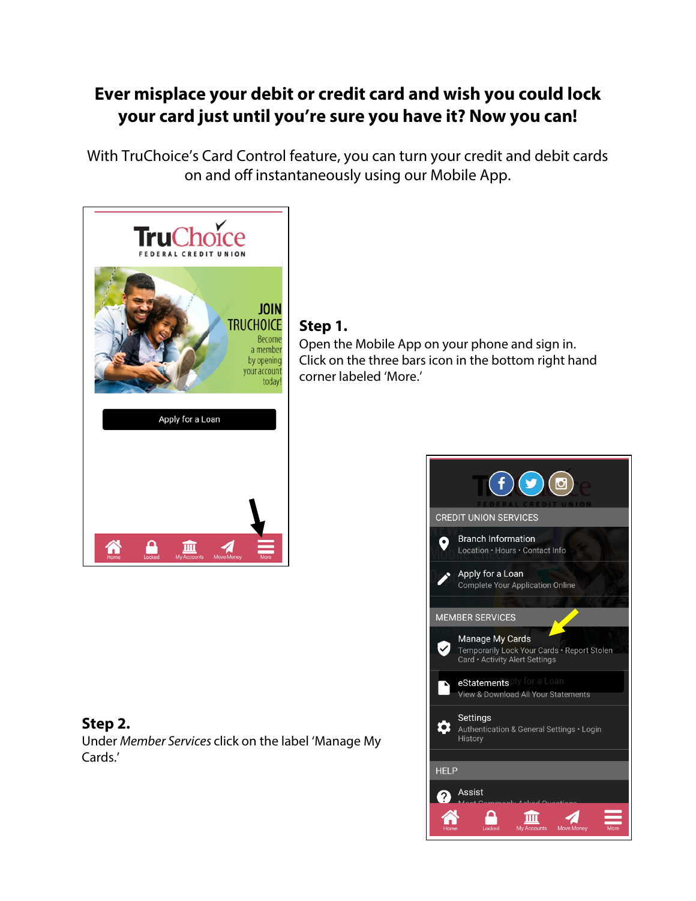# Ever misplace your debit or credit card and wish you could lock your card just until you're sure you have it? Now you can!

With TruChoice's Card Control feature, you can turn your credit and debit cards on and off instantaneously using our Mobile App.

**Step 1.**
Open the Mobile App on your phone and sign in. Click on the three bars icon in the bottom right hand corner labeled 'More.'

**Step 2.**
Under *Member Services* click on the label 'Manage My Cards.'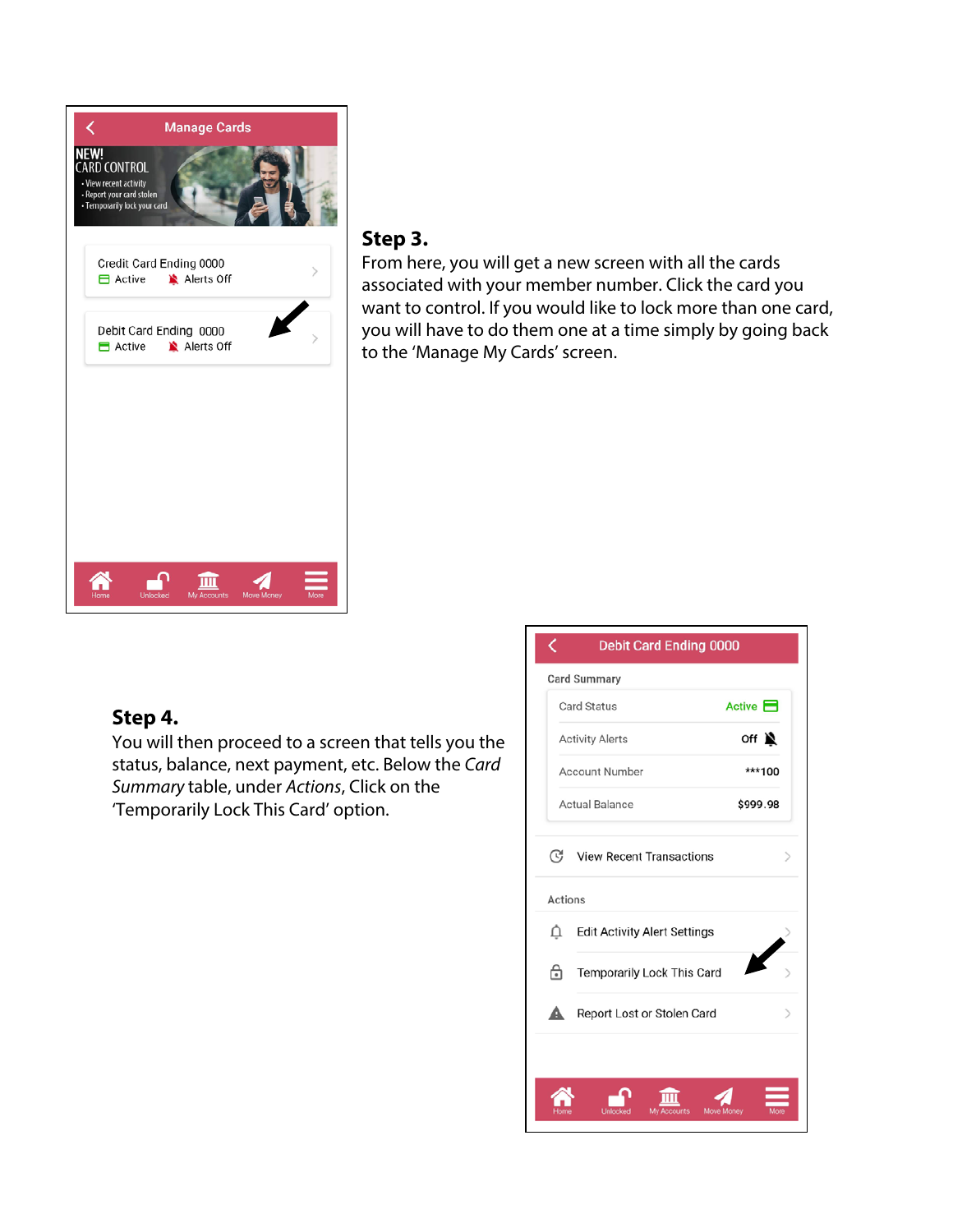**Step 3.**

From here, you will get a new screen with all the cards associated with your member number. Click the card you want to control. If you would like to lock more than one card, you will have to do them one at a time simply by going back to the 'Manage My Cards' screen.

**Step 4.**

You will then proceed to a screen that tells you the status, balance, next payment, etc. Below the *Card Summary* table, under *Actions*, Click on the 'Temporarily Lock This Card' option.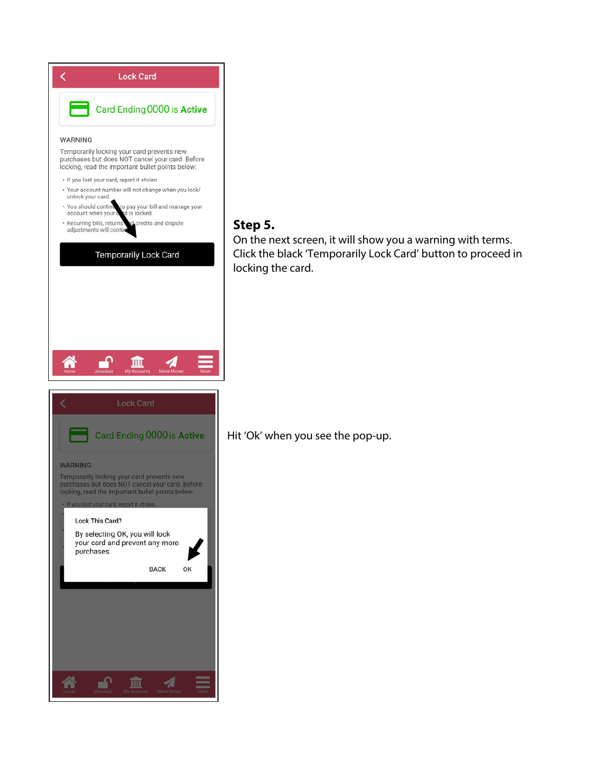Lock Card

Card Ending 0000 is Active

WARNING

Temporarily locking your card prevents new purchases but does NOT cancel your card. Before locking, read the important bullet points below:

- If you lost your card, report it stolen.
- Your account number will not change when you lock/unlock your card.
- You should continue to pay your bill and manage your account when your card is locked.
- Recurring bills, returns and credits and dispute adjustments will continue.

Temporarily Lock Card

Home | Unlocked | My Accounts | Move Money | More

**Step 5.**

On the next screen, it will show you a warning with terms. Click the black 'Temporarily Lock Card' button to proceed in locking the card.

Lock Card

Card Ending 0000 is Active

WARNING

Temporarily locking your card prevents new purchases but does NOT cancel your card. Before locking, read the important bullet points below:

- If you lost your card, report it stolen.

Lock This Card?

By selecting OK, you will lock your card and prevent any more purchases.

BACK OK

Home | Unlocked | My Accounts | Move Money | More

Hit 'Ok' when you see the pop-up.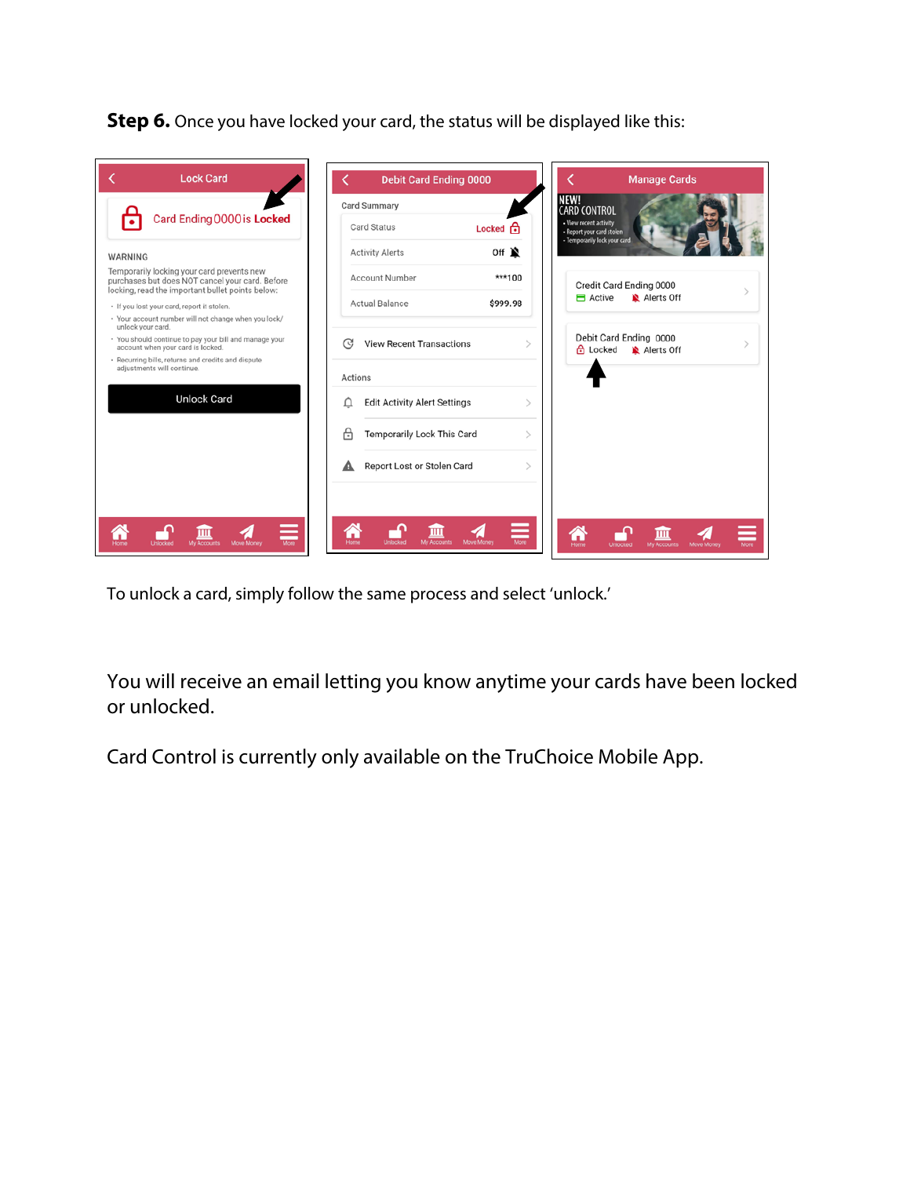**Step 6.** Once you have locked your card, the status will be displayed like this:

To unlock a card, simply follow the same process and select 'unlock.'

You will receive an email letting you know anytime your cards have been locked or unlocked.

Card Control is currently only available on the TruChoice Mobile App.